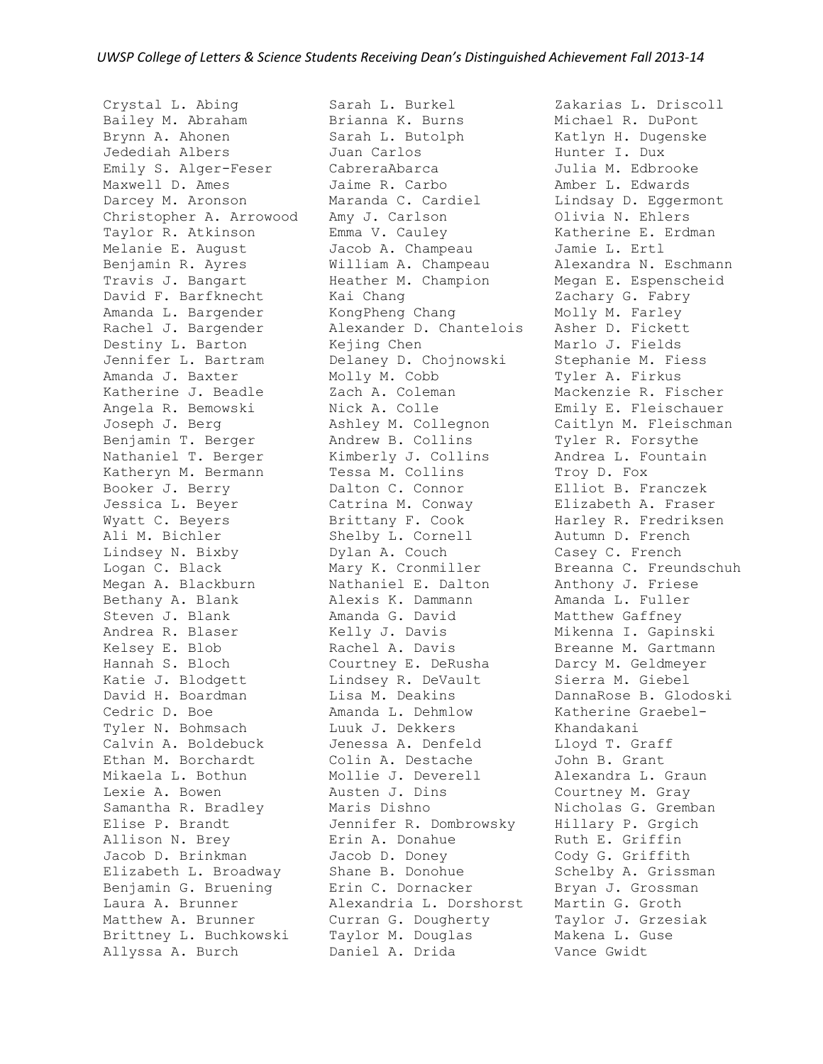*UWSP College of Letters & Science Students Receiving Dean's Distinguished Achievement Fall 2013-14*

Crystal L. Abing
Bailey M. Abraham
Brynn A. Ahonen
Jedediah Albers
Emily S. Alger-Feser
Maxwell D. Ames
Darcey M. Aronson
Christopher A. Arrowood
Taylor R. Atkinson
Melanie E. August
Benjamin R. Ayres
Travis J. Bangart
David F. Barfknecht
Amanda L. Bargender
Rachel J. Bargender
Destiny L. Barton
Jennifer L. Bartram
Amanda J. Baxter
Katherine J. Beadle
Angela R. Bemowski
Joseph J. Berg
Benjamin T. Berger
Nathaniel T. Berger
Katheryn M. Bermann
Booker J. Berry
Jessica L. Beyer
Wyatt C. Beyers
Ali M. Bichler
Lindsey N. Bixby
Logan C. Black
Megan A. Blackburn
Bethany A. Blank
Steven J. Blank
Andrea R. Blaser
Kelsey E. Blob
Hannah S. Bloch
Katie J. Blodgett
David H. Boardman
Cedric D. Boe
Tyler N. Bohmsach
Calvin A. Boldebuck
Ethan M. Borchardt
Mikaela L. Bothun
Lexie A. Bowen
Samantha R. Bradley
Elise P. Brandt
Allison N. Brey
Jacob D. Brinkman
Elizabeth L. Broadway
Benjamin G. Bruening
Laura A. Brunner
Matthew A. Brunner
Brittney L. Buchkowski
Allyssa A. Burch
Sarah L. Burkel
Brianna K. Burns
Sarah L. Butolph
Juan Carlos CabreraAbarca
Jaime R. Carbo
Maranda C. Cardiel
Amy J. Carlson
Emma V. Cauley
Jacob A. Champeau
William A. Champeau
Heather M. Champion
Kai Chang
KongPheng Chang
Alexander D. Chantelois
Kejing Chen
Delaney D. Chojnowski
Molly M. Cobb
Zach A. Coleman
Nick A. Colle
Ashley M. Collegnon
Andrew B. Collins
Kimberly J. Collins
Tessa M. Collins
Dalton C. Connor
Catrina M. Conway
Brittany F. Cook
Shelby L. Cornell
Dylan A. Couch
Mary K. Cronmiller
Nathaniel E. Dalton
Alexis K. Dammann
Amanda G. David
Kelly J. Davis
Rachel A. Davis
Courtney E. DeRusha
Lindsey R. DeVault
Lisa M. Deakins
Amanda L. Dehmlow
Luuk J. Dekkers
Jenessa A. Denfeld
Colin A. Destache
Mollie J. Deverell
Austen J. Dins
Maris Dishno
Jennifer R. Dombrowsky
Erin A. Donahue
Jacob D. Doney
Shane B. Donohue
Erin C. Dornacker
Alexandria L. Dorshorst
Curran G. Dougherty
Taylor M. Douglas
Daniel A. Drida
Zakarias L. Driscoll
Michael R. DuPont
Katlyn H. Dugenske
Hunter I. Dux
Julia M. Edbrooke
Amber L. Edwards
Lindsay D. Eggermont
Olivia N. Ehlers
Katherine E. Erdman
Jamie L. Ertl
Alexandra N. Eschmann
Megan E. Espenscheid
Zachary G. Fabry
Molly M. Farley
Asher D. Fickett
Marlo J. Fields
Stephanie M. Fiess
Tyler A. Firkus
Mackenzie R. Fischer
Emily E. Fleischauer
Caitlyn M. Fleischman
Tyler R. Forsythe
Andrea L. Fountain
Troy D. Fox
Elliot B. Franczek
Elizabeth A. Fraser
Harley R. Fredriksen
Autumn D. French
Casey C. French
Breanna C. Freundschuh
Anthony J. Friese
Amanda L. Fuller
Matthew Gaffney
Mikenna I. Gapinski
Breanne M. Gartmann
Darcy M. Geldmeyer
Sierra M. Giebel
DannaRose B. Glodoski
Katherine Graebel-Khandakani
Lloyd T. Graff
John B. Grant
Alexandra L. Graun
Courtney M. Gray
Nicholas G. Gremban
Hillary P. Grgich
Ruth E. Griffin
Cody G. Griffith
Schelby A. Grissman
Bryan J. Grossman
Martin G. Groth
Taylor J. Grzesiak
Makena L. Guse
Vance Gwidt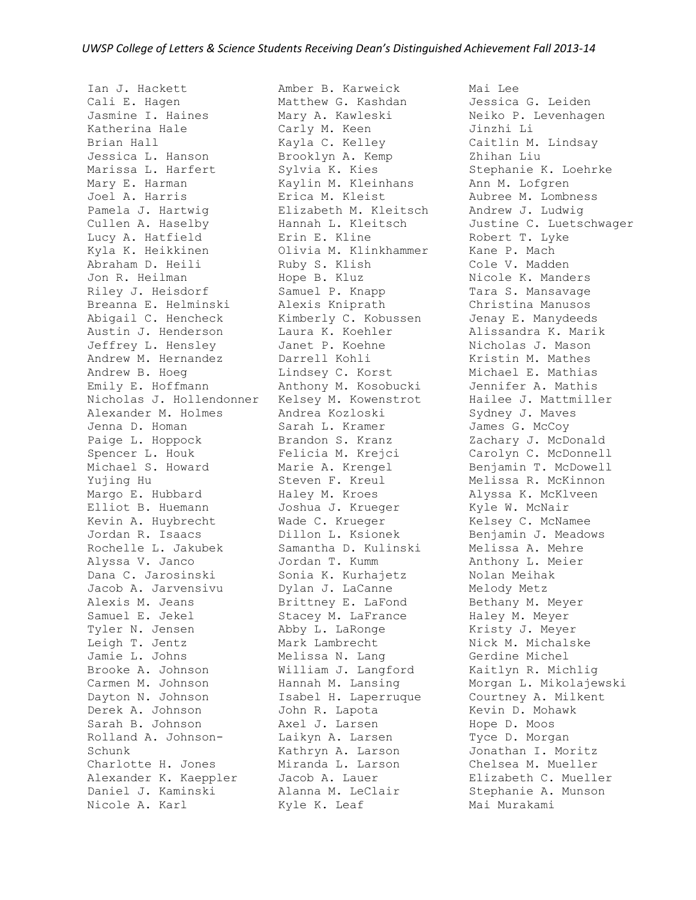Ian J. Hackett
Cali E. Hagen
Jasmine I. Haines
Katherina Hale
Brian Hall
Jessica L. Hanson
Marissa L. Harfert
Mary E. Harman
Joel A. Harris
Pamela J. Hartwig
Cullen A. Haselby
Lucy A. Hatfield
Kyla K. Heikkinen
Abraham D. Heili
Jon R. Heilman
Riley J. Heisdorf
Breanna E. Helminski
Abigail C. Hencheck
Austin J. Henderson
Jeffrey L. Hensley
Andrew M. Hernandez
Andrew B. Hoeg
Emily E. Hoffmann
Nicholas J. Hollendonner
Alexander M. Holmes
Jenna D. Homan
Paige L. Hoppock
Spencer L. Houk
Michael S. Howard
Yujing Hu
Margo E. Hubbard
Elliot B. Huemann
Kevin A. Huybrecht
Jordan R. Isaacs
Rochelle L. Jakubek
Alyssa V. Janco
Dana C. Jarosinski
Jacob A. Jarvensivu
Alexis M. Jeans
Samuel E. Jekel
Tyler N. Jensen
Leigh T. Jentz
Jamie L. Johns
Brooke A. Johnson
Carmen M. Johnson
Dayton N. Johnson
Derek A. Johnson
Sarah B. Johnson
Rolland A. Johnson-Schunk
Charlotte H. Jones
Alexander K. Kaeppler
Daniel J. Kaminski
Nicole A. Karl
Amber B. Karweick
Matthew G. Kashdan
Mary A. Kawleski
Carly M. Keen
Kayla C. Kelley
Brooklyn A. Kemp
Sylvia K. Kies
Kaylin M. Kleinhans
Erica M. Kleist
Elizabeth M. Kleitsch
Hannah L. Kleitsch
Erin E. Kline
Olivia M. Klinkhammer
Ruby S. Klish
Hope B. Kluz
Samuel P. Knapp
Alexis Kniprath
Kimberly C. Kobussen
Laura K. Koehler
Janet P. Koehne
Darrell Kohli
Lindsey C. Korst
Anthony M. Kosobucki
Kelsey M. Kowenstrot
Andrea Kozloski
Sarah L. Kramer
Brandon S. Kranz
Felicia M. Krejci
Marie A. Krengel
Steven F. Kreul
Haley M. Kroes
Joshua J. Krueger
Wade C. Krueger
Dillon L. Ksionek
Samantha D. Kulinski
Jordan T. Kumm
Sonia K. Kurhajetz
Dylan J. LaCanne
Brittney E. LaFond
Stacey M. LaFrance
Abby L. LaRonge
Mark Lambrecht
Melissa N. Lang
William J. Langford
Hannah M. Lansing
Isabel H. Laperruque
John R. Lapota
Axel J. Larsen
Laikyn A. Larsen
Kathryn A. Larson
Miranda L. Larson
Jacob A. Lauer
Alanna M. LeClair
Kyle K. Leaf
Mai Lee
Jessica G. Leiden
Neiko P. Levenhagen
Jinzhi Li
Caitlin M. Lindsay
Zhihan Liu
Stephanie K. Loehrke
Ann M. Lofgren
Aubree M. Lombness
Andrew J. Ludwig
Justine C. Luetschwager
Robert T. Lyke
Kane P. Mach
Cole V. Madden
Nicole K. Manders
Tara S. Mansavage
Christina Manusos
Jenay E. Manydeeds
Alissandra K. Marik
Nicholas J. Mason
Kristin M. Mathes
Michael E. Mathias
Jennifer A. Mathis
Hailee J. Mattmiller
Sydney J. Maves
James G. McCoy
Zachary J. McDonald
Carolyn C. McDonnell
Benjamin T. McDowell
Melissa R. McKinnon
Alyssa K. McKlveen
Kyle W. McNair
Kelsey C. McNamee
Benjamin J. Meadows
Melissa A. Mehre
Anthony L. Meier
Nolan Meihak
Melody Metz
Bethany M. Meyer
Haley M. Meyer
Kristy J. Meyer
Nick M. Michalske
Gerdine Michel
Kaitlyn R. Michlig
Morgan L. Mikolajewski
Courtney A. Milkent
Kevin D. Mohawk
Hope D. Moos
Tyce D. Morgan
Jonathan I. Moritz
Chelsea M. Mueller
Elizabeth C. Mueller
Stephanie A. Munson
Mai Murakami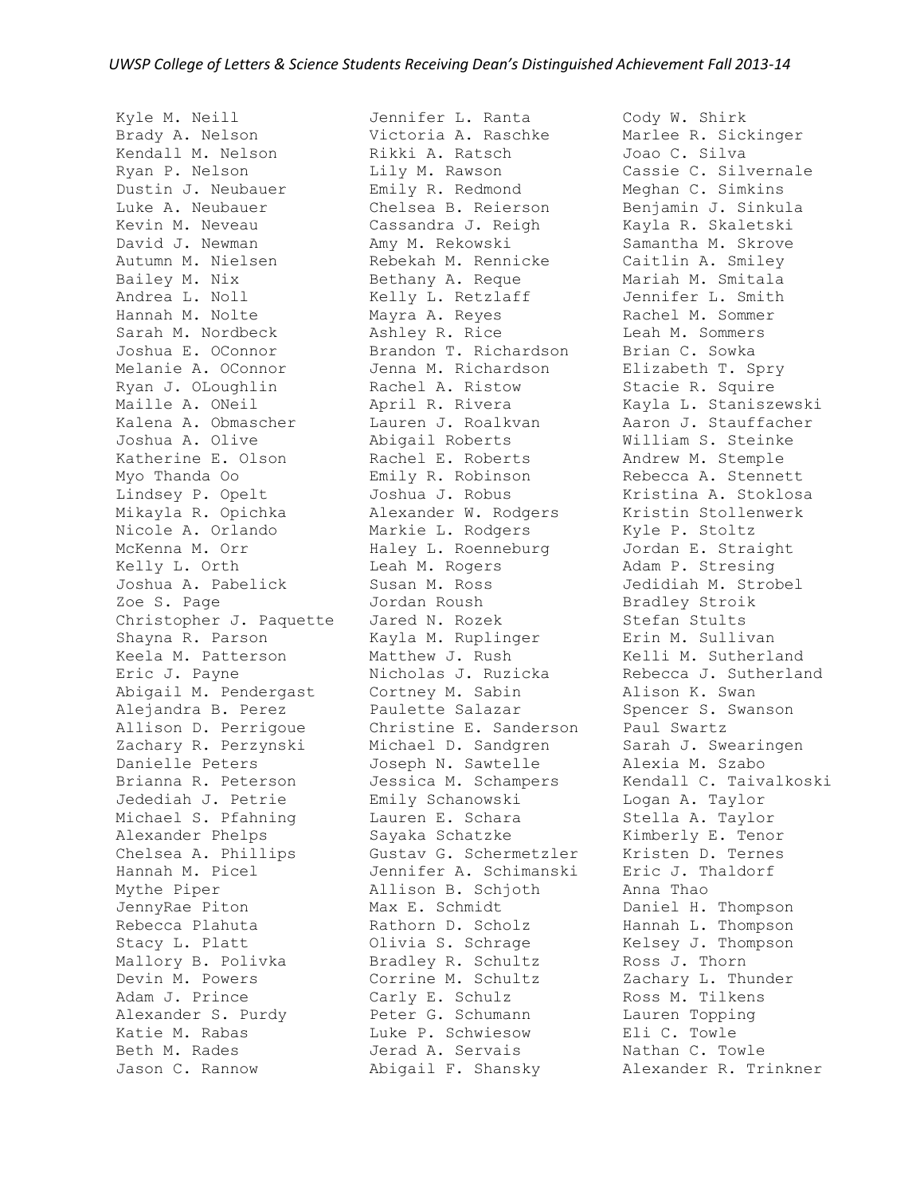*UWSP College of Letters & Science Students Receiving Dean's Distinguished Achievement Fall 2013-14*

Kyle M. Neill
Brady A. Nelson
Kendall M. Nelson
Ryan P. Nelson
Dustin J. Neubauer
Luke A. Neubauer
Kevin M. Neveau
David J. Newman
Autumn M. Nielsen
Bailey M. Nix
Andrea L. Noll
Hannah M. Nolte
Sarah M. Nordbeck
Joshua E. OConnor
Melanie A. OConnor
Ryan J. OLoughlin
Maille A. ONeil
Kalena A. Obmascher
Joshua A. Olive
Katherine E. Olson
Myo Thanda Oo
Lindsey P. Opelt
Mikayla R. Opichka
Nicole A. Orlando
McKenna M. Orr
Kelly L. Orth
Joshua A. Pabelick
Zoe S. Page
Christopher J. Paquette
Shayna R. Parson
Keela M. Patterson
Eric J. Payne
Abigail M. Pendergast
Alejandra B. Perez
Allison D. Perrigoue
Zachary R. Perzynski
Danielle Peters
Brianna R. Peterson
Jedediah J. Petrie
Michael S. Pfahning
Alexander Phelps
Chelsea A. Phillips
Hannah M. Picel
Mythe Piper
JennyRae Piton
Rebecca Plahuta
Stacy L. Platt
Mallory B. Polivka
Devin M. Powers
Adam J. Prince
Alexander S. Purdy
Katie M. Rabas
Beth M. Rades
Jason C. Rannow
Jennifer L. Ranta
Victoria A. Raschke
Rikki A. Ratsch
Lily M. Rawson
Emily R. Redmond
Chelsea B. Reierson
Cassandra J. Reigh
Amy M. Rekowski
Rebekah M. Rennicke
Bethany A. Reque
Kelly L. Retzlaff
Mayra A. Reyes
Ashley R. Rice
Brandon T. Richardson
Jenna M. Richardson
Rachel A. Ristow
April R. Rivera
Lauren J. Roalkvan
Abigail Roberts
Rachel E. Roberts
Emily R. Robinson
Joshua J. Robus
Alexander W. Rodgers
Markie L. Rodgers
Haley L. Roenneburg
Leah M. Rogers
Susan M. Ross
Jordan Roush
Jared N. Rozek
Kayla M. Ruplinger
Matthew J. Rush
Nicholas J. Ruzicka
Cortney M. Sabin
Paulette Salazar
Christine E. Sanderson
Michael D. Sandgren
Joseph N. Sawtelle
Jessica M. Schampers
Emily Schanowski
Lauren E. Schara
Sayaka Schatzke
Gustav G. Schermetzler
Jennifer A. Schimanski
Allison B. Schjoth
Max E. Schmidt
Rathorn D. Scholz
Olivia S. Schrage
Bradley R. Schultz
Corrine M. Schultz
Carly E. Schulz
Peter G. Schumann
Luke P. Schwiesow
Jerad A. Servais
Abigail F. Shansky
Cody W. Shirk
Marlee R. Sickinger
Joao C. Silva
Cassie C. Silvernale
Meghan C. Simkins
Benjamin J. Sinkula
Kayla R. Skaletski
Samantha M. Skrove
Caitlin A. Smiley
Mariah M. Smitala
Jennifer L. Smith
Rachel M. Sommer
Leah M. Sommers
Brian C. Sowka
Elizabeth T. Spry
Stacie R. Squire
Kayla L. Staniszewski
Aaron J. Stauffacher
William S. Steinke
Andrew M. Stemple
Rebecca A. Stennett
Kristina A. Stoklosa
Kristin Stollenwerk
Kyle P. Stoltz
Jordan E. Straight
Adam P. Stresing
Jedidiah M. Strobel
Bradley Stroik
Stefan Stults
Erin M. Sullivan
Kelli M. Sutherland
Rebecca J. Sutherland
Alison K. Swan
Spencer S. Swanson
Paul Swartz
Sarah J. Swearingen
Alexia M. Szabo
Kendall C. Taivalkoski
Logan A. Taylor
Stella A. Taylor
Kimberly E. Tenor
Kristen D. Ternes
Eric J. Thaldorf
Anna Thao
Daniel H. Thompson
Hannah L. Thompson
Kelsey J. Thompson
Ross J. Thorn
Zachary L. Thunder
Ross M. Tilkens
Lauren Topping
Eli C. Towle
Nathan C. Towle
Alexander R. Trinkner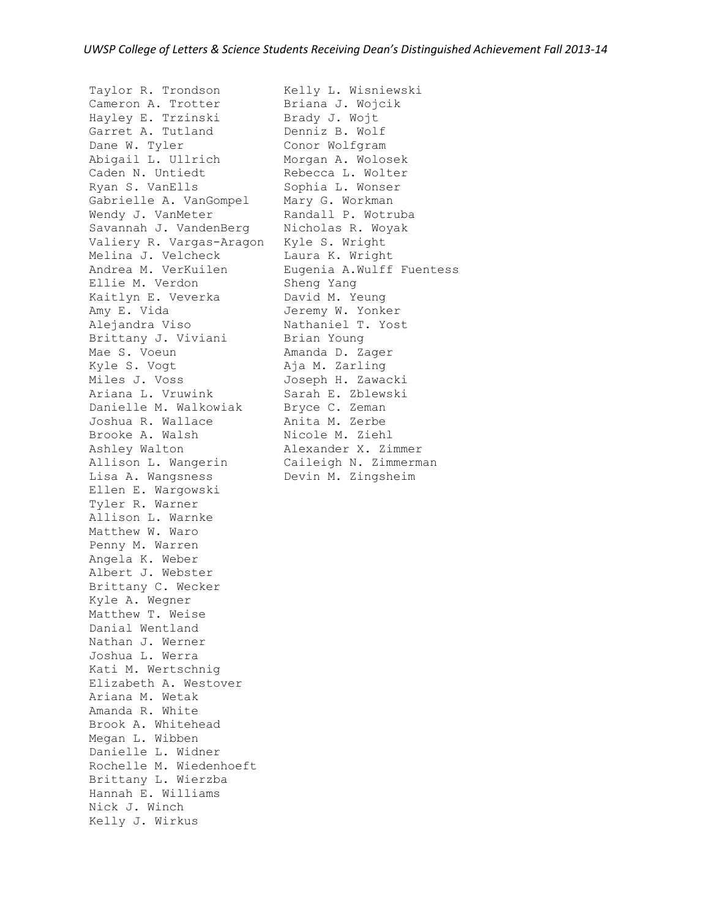Taylor R. Trondson
Cameron A. Trotter
Hayley E. Trzinski
Garret A. Tutland
Dane W. Tyler
Abigail L. Ullrich
Caden N. Untiedt
Ryan S. VanElls
Gabrielle A. VanGompel
Wendy J. VanMeter
Savannah J. VandenBerg
Valiery R. Vargas-Aragon
Melina J. Velcheck
Andrea M. VerKuilen
Ellie M. Verdon
Kaitlyn E. Veverka
Amy E. Vida
Alejandra Viso
Brittany J. Viviani
Mae S. Voeun
Kyle S. Vogt
Miles J. Voss
Ariana L. Vruwink
Danielle M. Walkowiak
Joshua R. Wallace
Brooke A. Walsh
Ashley Walton
Allison L. Wangerin
Lisa A. Wangsness
Ellen E. Wargowski
Tyler R. Warner
Allison L. Warnke
Matthew W. Waro
Penny M. Warren
Angela K. Weber
Albert J. Webster
Brittany C. Wecker
Kyle A. Wegner
Matthew T. Weise
Danial Wentland
Nathan J. Werner
Joshua L. Werra
Kati M. Wertschnig
Elizabeth A. Westover
Ariana M. Wetak
Amanda R. White
Brook A. Whitehead
Megan L. Wibben
Danielle L. Widner
Rochelle M. Wiedenhoeft
Brittany L. Wierzba
Hannah E. Williams
Nick J. Winch
Kelly J. Wirkus
Kelly L. Wisniewski
Briana J. Wojcik
Brady J. Wojt
Denniz B. Wolf
Conor Wolfgram
Morgan A. Wolosek
Rebecca L. Wolter
Sophia L. Wonser
Mary G. Workman
Randall P. Wotruba
Nicholas R. Woyak
Kyle S. Wright
Laura K. Wright
Eugenia A.Wulff Fuentess
Sheng Yang
David M. Yeung
Jeremy W. Yonker
Nathaniel T. Yost
Brian Young
Amanda D. Zager
Aja M. Zarling
Joseph H. Zawacki
Sarah E. Zblewski
Bryce C. Zeman
Anita M. Zerbe
Nicole M. Ziehl
Alexander X. Zimmer
Caileigh N. Zimmerman
Devin M. Zingsheim